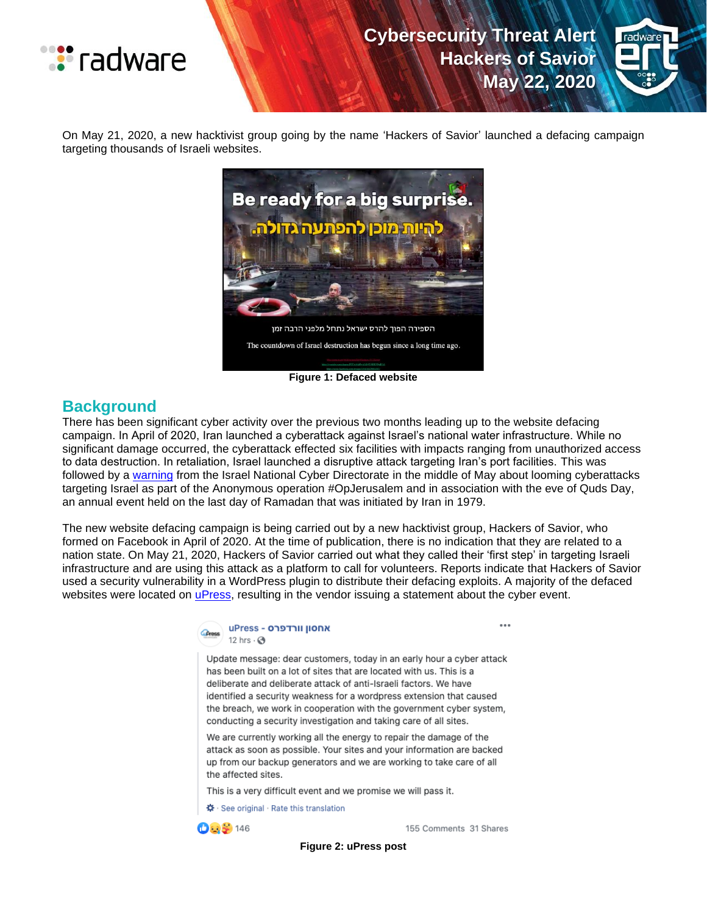# Cybersecurity Threat Alert
## Hackers of Savior
## May 22, 2020

On May 21, 2020, a new hacktivist group going by the name 'Hackers of Savior' launched a defacing campaign targeting thousands of Israeli websites.

**Figure 1: Defaced website**

## Background

There has been significant cyber activity over the previous two months leading up to the website defacing campaign. In April of 2020, Iran launched a cyberattack against Israel's national water infrastructure. While no significant damage occurred, the cyberattack effected six facilities with impacts ranging from unauthorized access to data destruction. In retaliation, Israel launched a disruptive attack targeting Iran's port facilities. This was followed by a warning from the Israel National Cyber Directorate in the middle of May about looming cyberattacks targeting Israel as part of the Anonymous operation #OpJerusalem and in association with the eve of Quds Day, an annual event held on the last day of Ramadan that was initiated by Iran in 1979.

The new website defacing campaign is being carried out by a new hacktivist group, Hackers of Savior, who formed on Facebook in April of 2020. At the time of publication, there is no indication that they are related to a nation state. On May 21, 2020, Hackers of Savior carried out what they called their 'first step' in targeting Israeli infrastructure and are using this attack as a platform to call for volunteers. Reports indicate that Hackers of Savior used a security vulnerability in a WordPress plugin to distribute their defacing exploits. A majority of the defaced websites were located on uPress, resulting in the vendor issuing a statement about the cyber event.

**Figure 2: uPress post**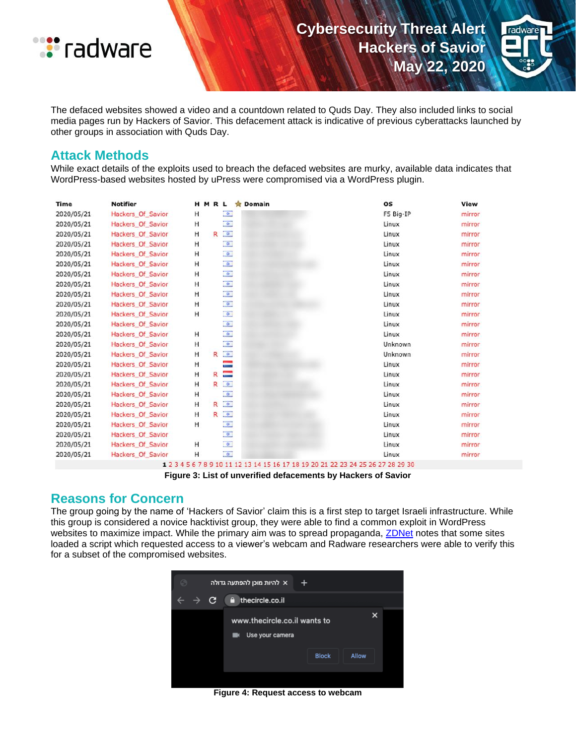The defaced websites showed a video and a countdown related to Quds Day. They also included links to social media pages run by Hackers of Savior. This defacement attack is indicative of previous cyberattacks launched by other groups in association with Quds Day.

## Attack Methods

While exact details of the exploits used to breach the defaced websites are murky, available data indicates that WordPress-based websites hosted by uPress were compromised via a WordPress plugin.

| Time | Notifier | H | M | R | L | ★ | Domain | OS | View |
|---|---|---|---|---|---|---|---|---|---|
| 2020/05/21 | Hackers_Of_Savior | H | | | | | | F5 Big-IP | mirror |
| 2020/05/21 | Hackers_Of_Savior | H | | | | | | Linux | mirror |
| 2020/05/21 | Hackers_Of_Savior | H | | R | | | | Linux | mirror |
| 2020/05/21 | Hackers_Of_Savior | H | | | | | | Linux | mirror |
| 2020/05/21 | Hackers_Of_Savior | H | | | | | | Linux | mirror |
| 2020/05/21 | Hackers_Of_Savior | H | | | | | | Linux | mirror |
| 2020/05/21 | Hackers_Of_Savior | H | | | | | | Linux | mirror |
| 2020/05/21 | Hackers_Of_Savior | H | | | | | | Linux | mirror |
| 2020/05/21 | Hackers_Of_Savior | H | | | | | | Linux | mirror |
| 2020/05/21 | Hackers_Of_Savior | H | | | | | | Linux | mirror |
| 2020/05/21 | Hackers_Of_Savior | H | | | | | | Linux | mirror |
| 2020/05/21 | Hackers_Of_Savior | | | | | | | Linux | mirror |
| 2020/05/21 | Hackers_Of_Savior | H | | | | | | Linux | mirror |
| 2020/05/21 | Hackers_Of_Savior | H | | | | | | Unknown | mirror |
| 2020/05/21 | Hackers_Of_Savior | H | | R | | | | Unknown | mirror |
| 2020/05/21 | Hackers_Of_Savior | H | | | | | | Linux | mirror |
| 2020/05/21 | Hackers_Of_Savior | H | | R | | | | Linux | mirror |
| 2020/05/21 | Hackers_Of_Savior | H | | R | | | | Linux | mirror |
| 2020/05/21 | Hackers_Of_Savior | H | | | | | | Linux | mirror |
| 2020/05/21 | Hackers_Of_Savior | H | | R | | | | Linux | mirror |
| 2020/05/21 | Hackers_Of_Savior | H | | R | | | | Linux | mirror |
| 2020/05/21 | Hackers_Of_Savior | H | | | | | | Linux | mirror |
| 2020/05/21 | Hackers_Of_Savior | | | | | | | Linux | mirror |
| 2020/05/21 | Hackers_Of_Savior | H | | | | | | Linux | mirror |
| 2020/05/21 | Hackers_Of_Savior | H | | | | | | Linux | mirror |

1 2 3 4 5 6 7 8 9 10 11 12 13 14 15 16 17 18 19 20 21 22 23 24 25 26 27 28 29 30

**Figure 3: List of unverified defacements by Hackers of Savior**

## Reasons for Concern

The group going by the name of 'Hackers of Savior' claim this is a first step to target Israeli infrastructure. While this group is considered a novice hacktivist group, they were able to find a common exploit in WordPress websites to maximize impact. While the primary aim was to spread propaganda, ZDNet notes that some sites loaded a script which requested access to a viewer's webcam and Radware researchers were able to verify this for a subset of the compromised websites.

**Figure 4: Request access to webcam**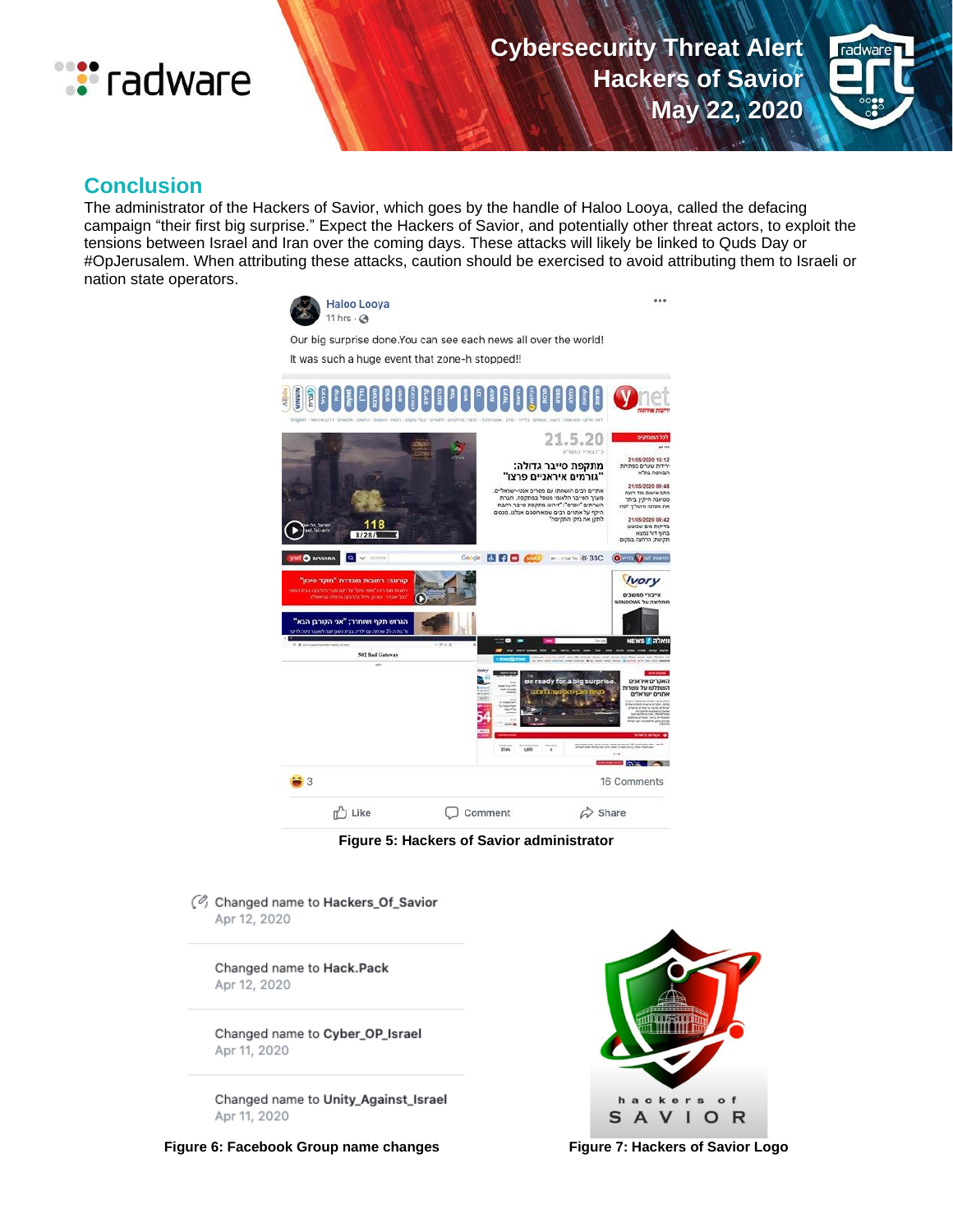## Conclusion

The administrator of the Hackers of Savior, which goes by the handle of Haloo Looya, called the defacing campaign "their first big surprise." Expect the Hackers of Savior, and potentially other threat actors, to exploit the tensions between Israel and Iran over the coming days. These attacks will likely be linked to Quds Day or #OpJerusalem. When attributing these attacks, caution should be exercised to avoid attributing them to Israeli or nation state operators.

**Figure 5: Hackers of Savior administrator**

**Figure 6: Facebook Group name changes**

**Figure 7: Hackers of Savior Logo**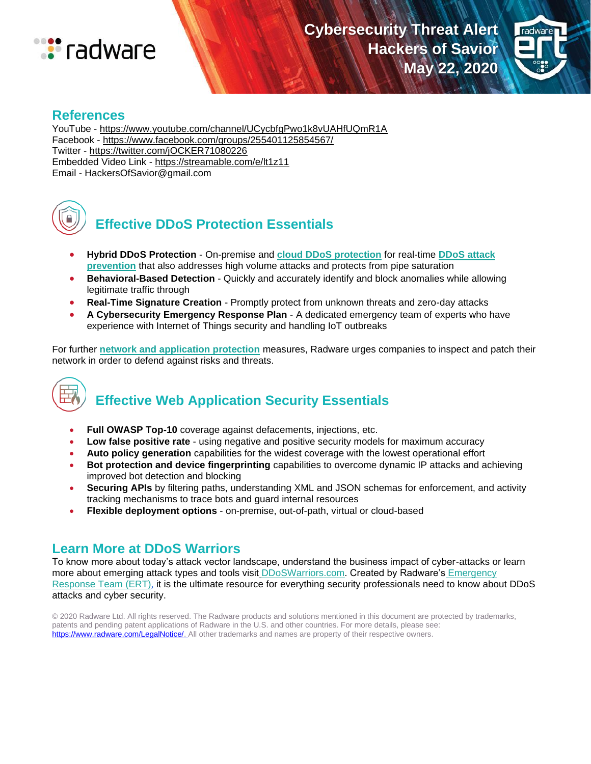## References

YouTube - https://www.youtube.com/channel/UCycbfqPwo1k8vUAHfUQmR1A
Facebook - https://www.facebook.com/groups/255401125854567/
Twitter - https://twitter.com/jOCKER71080226
Embedded Video Link - https://streamable.com/e/lt1z11
Email - HackersOfSavior@gmail.com

## Effective DDoS Protection Essentials

- **Hybrid DDoS Protection** - On-premise and **cloud DDoS protection** for real-time **DDoS attack prevention** that also addresses high volume attacks and protects from pipe saturation
- **Behavioral-Based Detection** - Quickly and accurately identify and block anomalies while allowing legitimate traffic through
- **Real-Time Signature Creation** - Promptly protect from unknown threats and zero-day attacks
- **A Cybersecurity Emergency Response Plan** - A dedicated emergency team of experts who have experience with Internet of Things security and handling IoT outbreaks

For further **network and application protection** measures, Radware urges companies to inspect and patch their network in order to defend against risks and threats.

## Effective Web Application Security Essentials

- **Full OWASP Top-10** coverage against defacements, injections, etc.
- **Low false positive rate** - using negative and positive security models for maximum accuracy
- **Auto policy generation** capabilities for the widest coverage with the lowest operational effort
- **Bot protection and device fingerprinting** capabilities to overcome dynamic IP attacks and achieving improved bot detection and blocking
- **Securing APIs** by filtering paths, understanding XML and JSON schemas for enforcement, and activity tracking mechanisms to trace bots and guard internal resources
- **Flexible deployment options** - on-premise, out-of-path, virtual or cloud-based

## Learn More at DDoS Warriors

To know more about today's attack vector landscape, understand the business impact of cyber-attacks or learn more about emerging attack types and tools visit DDoSWarriors.com. Created by Radware's Emergency Response Team (ERT), it is the ultimate resource for everything security professionals need to know about DDoS attacks and cyber security.

© 2020 Radware Ltd. All rights reserved. The Radware products and solutions mentioned in this document are protected by trademarks, patents and pending patent applications of Radware in the U.S. and other countries. For more details, please see: https://www.radware.com/LegalNotice/. All other trademarks and names are property of their respective owners.